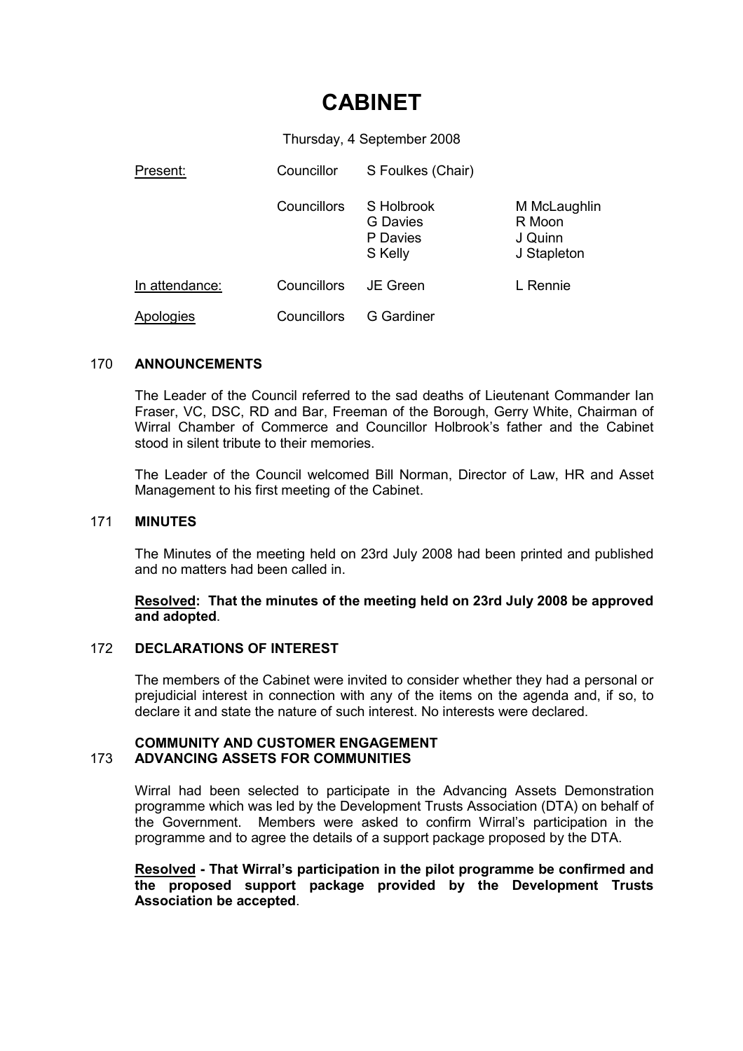# CABINET

Thursday, 4 September 2008

| | | | |
|---|---|---|---|
| Present: | Councillor | S Foulkes (Chair) | |
| | Councillors | S Holbrook<br>G Davies<br>P Davies<br>S Kelly | M McLaughlin<br>R Moon<br>J Quinn<br>J Stapleton |
| In attendance: | Councillors | JE Green | L Rennie |
| Apologies | Councillors | G Gardiner | |

## 170 ANNOUNCEMENTS

The Leader of the Council referred to the sad deaths of Lieutenant Commander Ian Fraser, VC, DSC, RD and Bar, Freeman of the Borough, Gerry White, Chairman of Wirral Chamber of Commerce and Councillor Holbrook's father and the Cabinet stood in silent tribute to their memories.

The Leader of the Council welcomed Bill Norman, Director of Law, HR and Asset Management to his first meeting of the Cabinet.

## 171 MINUTES

The Minutes of the meeting held on 23rd July 2008 had been printed and published and no matters had been called in.

**Resolved: That the minutes of the meeting held on 23rd July 2008 be approved and adopted**.

## 172 DECLARATIONS OF INTEREST

The members of the Cabinet were invited to consider whether they had a personal or prejudicial interest in connection with any of the items on the agenda and, if so, to declare it and state the nature of such interest. No interests were declared.

## COMMUNITY AND CUSTOMER ENGAGEMENT

## 173 ADVANCING ASSETS FOR COMMUNITIES

Wirral had been selected to participate in the Advancing Assets Demonstration programme which was led by the Development Trusts Association (DTA) on behalf of the Government. Members were asked to confirm Wirral's participation in the programme and to agree the details of a support package proposed by the DTA.

**Resolved - That Wirral's participation in the pilot programme be confirmed and the proposed support package provided by the Development Trusts Association be accepted**.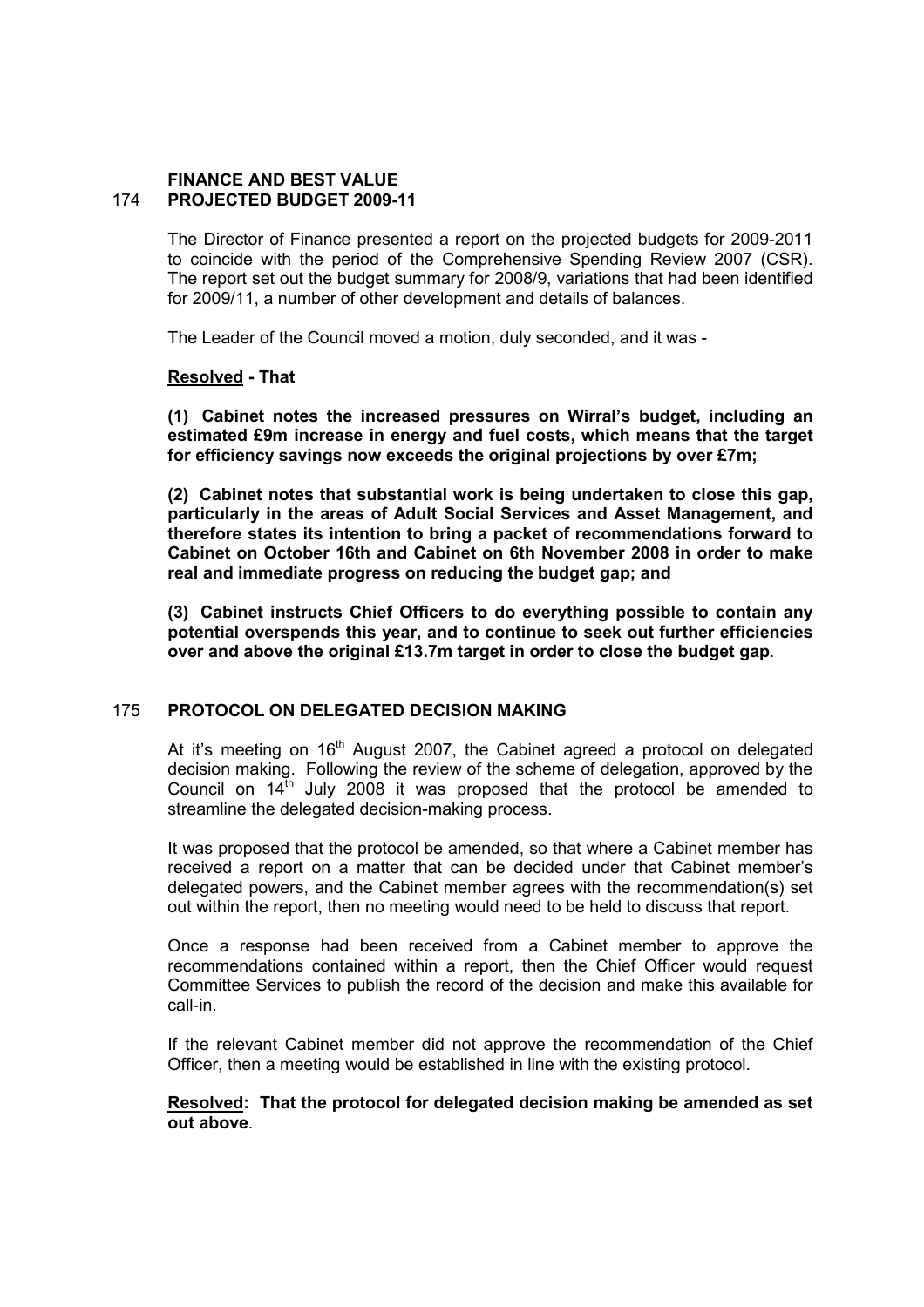## FINANCE AND BEST VALUE

## 174 PROJECTED BUDGET 2009-11

The Director of Finance presented a report on the projected budgets for 2009-2011 to coincide with the period of the Comprehensive Spending Review 2007 (CSR). The report set out the budget summary for 2008/9, variations that had been identified for 2009/11, a number of other development and details of balances.

The Leader of the Council moved a motion, duly seconded, and it was -

**Resolved - That**

**(1) Cabinet notes the increased pressures on Wirral's budget, including an estimated £9m increase in energy and fuel costs, which means that the target for efficiency savings now exceeds the original projections by over £7m;**

**(2) Cabinet notes that substantial work is being undertaken to close this gap, particularly in the areas of Adult Social Services and Asset Management, and therefore states its intention to bring a packet of recommendations forward to Cabinet on October 16th and Cabinet on 6th November 2008 in order to make real and immediate progress on reducing the budget gap; and**

**(3) Cabinet instructs Chief Officers to do everything possible to contain any potential overspends this year, and to continue to seek out further efficiencies over and above the original £13.7m target in order to close the budget gap**.

## 175 PROTOCOL ON DELEGATED DECISION MAKING

At it's meeting on 16th August 2007, the Cabinet agreed a protocol on delegated decision making. Following the review of the scheme of delegation, approved by the Council on 14th July 2008 it was proposed that the protocol be amended to streamline the delegated decision-making process.

It was proposed that the protocol be amended, so that where a Cabinet member has received a report on a matter that can be decided under that Cabinet member's delegated powers, and the Cabinet member agrees with the recommendation(s) set out within the report, then no meeting would need to be held to discuss that report.

Once a response had been received from a Cabinet member to approve the recommendations contained within a report, then the Chief Officer would request Committee Services to publish the record of the decision and make this available for call-in.

If the relevant Cabinet member did not approve the recommendation of the Chief Officer, then a meeting would be established in line with the existing protocol.

**Resolved: That the protocol for delegated decision making be amended as set out above**.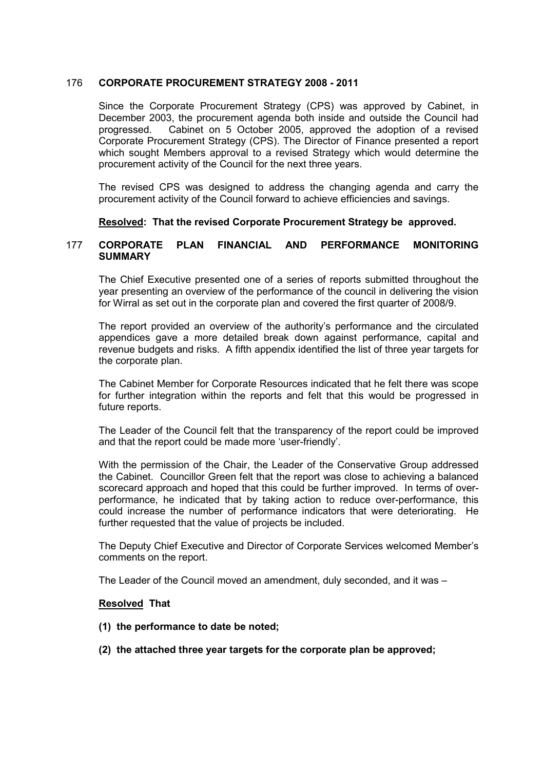## 176 CORPORATE PROCUREMENT STRATEGY 2008 - 2011

Since the Corporate Procurement Strategy (CPS) was approved by Cabinet, in December 2003, the procurement agenda both inside and outside the Council had progressed. Cabinet on 5 October 2005, approved the adoption of a revised Corporate Procurement Strategy (CPS). The Director of Finance presented a report which sought Members approval to a revised Strategy which would determine the procurement activity of the Council for the next three years.

The revised CPS was designed to address the changing agenda and carry the procurement activity of the Council forward to achieve efficiencies and savings.

**<u>Resolved</u>: That the revised Corporate Procurement Strategy be approved.**

## 177 CORPORATE PLAN FINANCIAL AND PERFORMANCE MONITORING SUMMARY

The Chief Executive presented one of a series of reports submitted throughout the year presenting an overview of the performance of the council in delivering the vision for Wirral as set out in the corporate plan and covered the first quarter of 2008/9.

The report provided an overview of the authority's performance and the circulated appendices gave a more detailed break down against performance, capital and revenue budgets and risks. A fifth appendix identified the list of three year targets for the corporate plan.

The Cabinet Member for Corporate Resources indicated that he felt there was scope for further integration within the reports and felt that this would be progressed in future reports.

The Leader of the Council felt that the transparency of the report could be improved and that the report could be made more 'user-friendly'.

With the permission of the Chair, the Leader of the Conservative Group addressed the Cabinet. Councillor Green felt that the report was close to achieving a balanced scorecard approach and hoped that this could be further improved. In terms of over-performance, he indicated that by taking action to reduce over-performance, this could increase the number of performance indicators that were deteriorating. He further requested that the value of projects be included.

The Deputy Chief Executive and Director of Corporate Services welcomed Member's comments on the report.

The Leader of the Council moved an amendment, duly seconded, and it was –

**<u>Resolved</u> That**

**(1) the performance to date be noted;**

**(2) the attached three year targets for the corporate plan be approved;**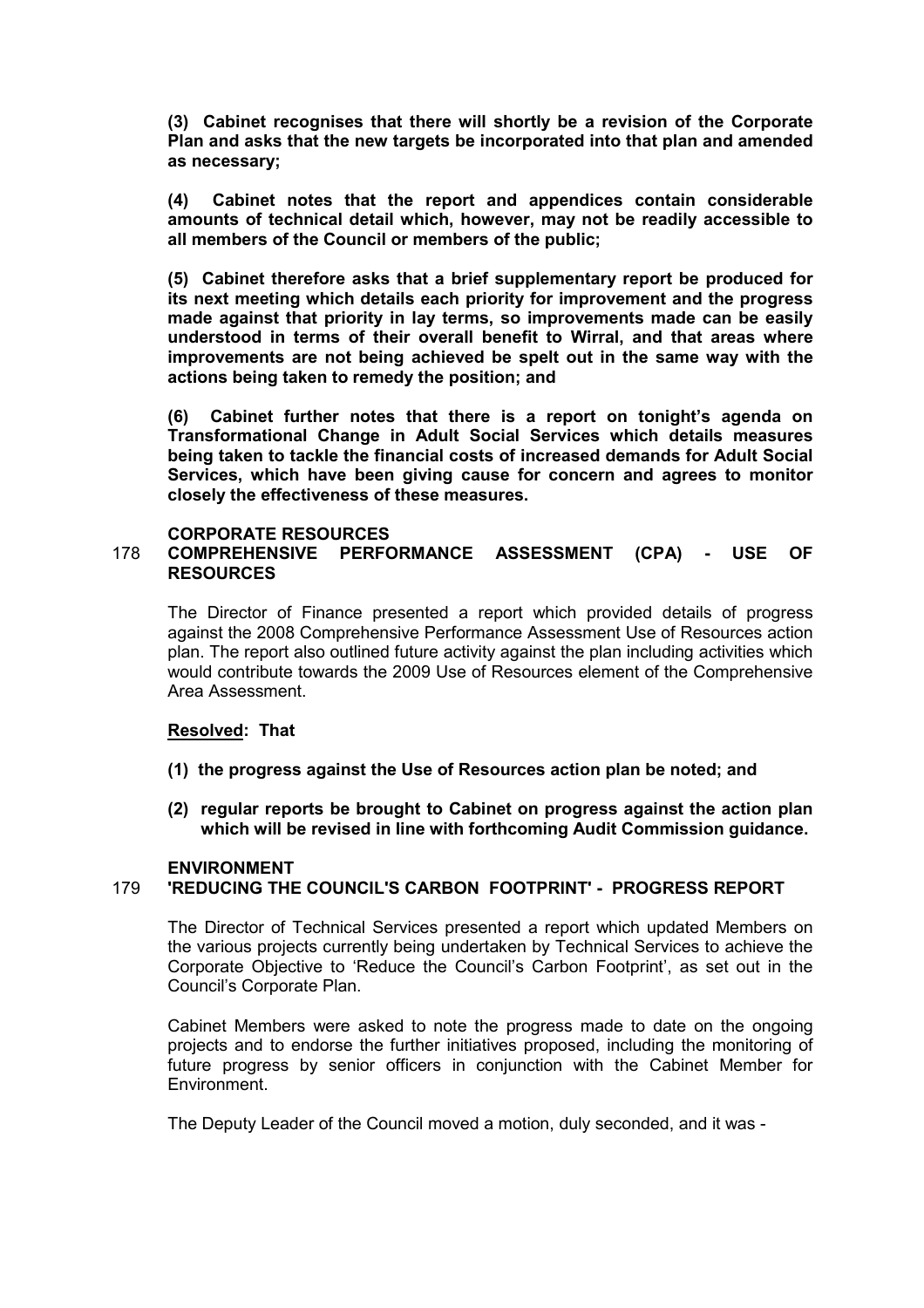**(3) Cabinet recognises that there will shortly be a revision of the Corporate Plan and asks that the new targets be incorporated into that plan and amended as necessary;**

**(4) Cabinet notes that the report and appendices contain considerable amounts of technical detail which, however, may not be readily accessible to all members of the Council or members of the public;**

**(5) Cabinet therefore asks that a brief supplementary report be produced for its next meeting which details each priority for improvement and the progress made against that priority in lay terms, so improvements made can be easily understood in terms of their overall benefit to Wirral, and that areas where improvements are not being achieved be spelt out in the same way with the actions being taken to remedy the position; and**

**(6) Cabinet further notes that there is a report on tonight's agenda on Transformational Change in Adult Social Services which details measures being taken to tackle the financial costs of increased demands for Adult Social Services, which have been giving cause for concern and agrees to monitor closely the effectiveness of these measures.**

**CORPORATE RESOURCES**

**178 COMPREHENSIVE PERFORMANCE ASSESSMENT (CPA) - USE OF RESOURCES**

The Director of Finance presented a report which provided details of progress against the 2008 Comprehensive Performance Assessment Use of Resources action plan. The report also outlined future activity against the plan including activities which would contribute towards the 2009 Use of Resources element of the Comprehensive Area Assessment.

**<u>Resolved</u>: That**

**(1) the progress against the Use of Resources action plan be noted; and**

**(2) regular reports be brought to Cabinet on progress against the action plan which will be revised in line with forthcoming Audit Commission guidance.**

**ENVIRONMENT**

**179 'REDUCING THE COUNCIL'S CARBON FOOTPRINT' - PROGRESS REPORT**

The Director of Technical Services presented a report which updated Members on the various projects currently being undertaken by Technical Services to achieve the Corporate Objective to 'Reduce the Council's Carbon Footprint', as set out in the Council's Corporate Plan.

Cabinet Members were asked to note the progress made to date on the ongoing projects and to endorse the further initiatives proposed, including the monitoring of future progress by senior officers in conjunction with the Cabinet Member for Environment.

The Deputy Leader of the Council moved a motion, duly seconded, and it was -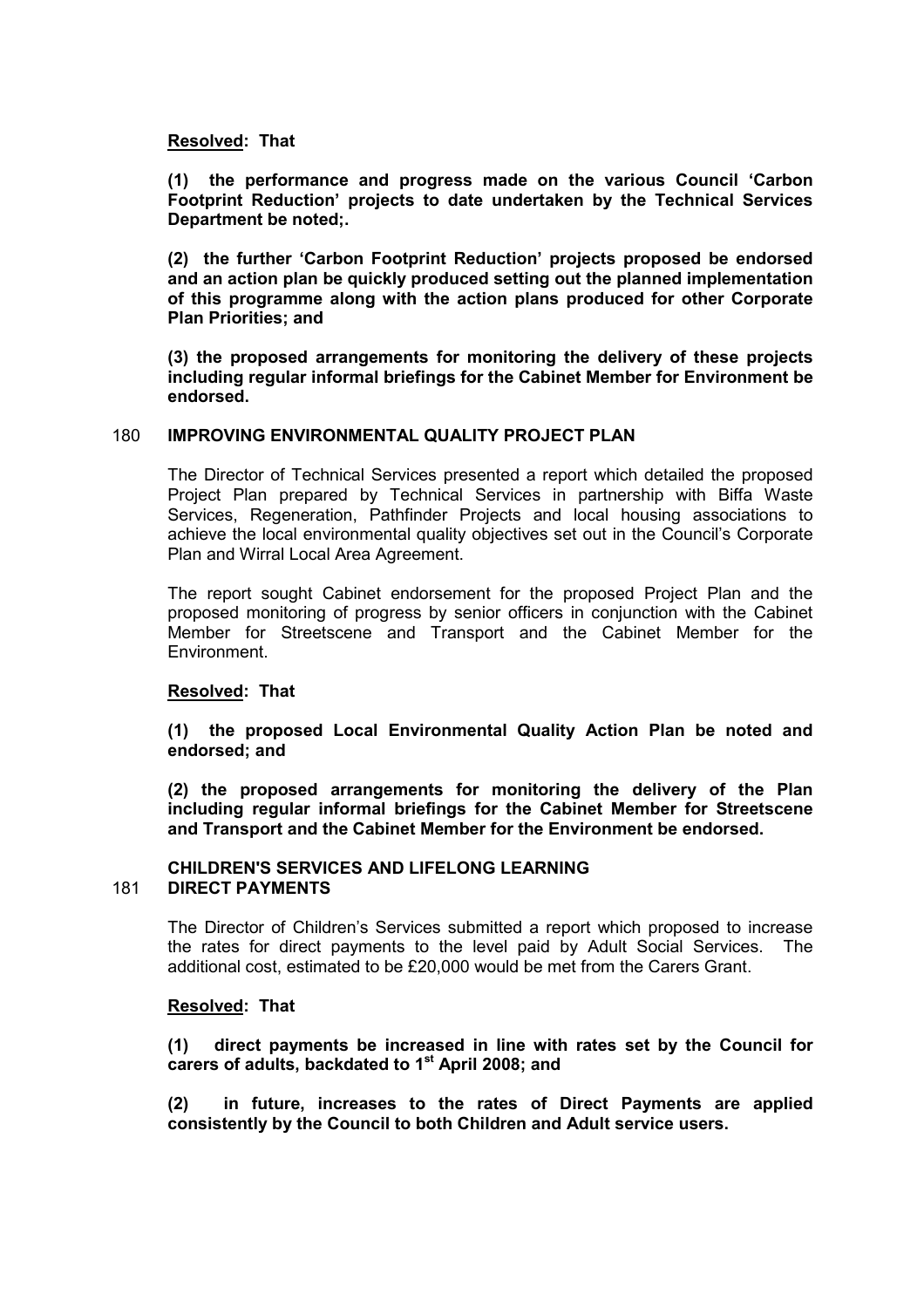**Resolved: That**

**(1) the performance and progress made on the various Council 'Carbon Footprint Reduction' projects to date undertaken by the Technical Services Department be noted;.**

**(2) the further 'Carbon Footprint Reduction' projects proposed be endorsed and an action plan be quickly produced setting out the planned implementation of this programme along with the action plans produced for other Corporate Plan Priorities; and**

**(3) the proposed arrangements for monitoring the delivery of these projects including regular informal briefings for the Cabinet Member for Environment be endorsed.**

## 180 IMPROVING ENVIRONMENTAL QUALITY PROJECT PLAN

The Director of Technical Services presented a report which detailed the proposed Project Plan prepared by Technical Services in partnership with Biffa Waste Services, Regeneration, Pathfinder Projects and local housing associations to achieve the local environmental quality objectives set out in the Council's Corporate Plan and Wirral Local Area Agreement.

The report sought Cabinet endorsement for the proposed Project Plan and the proposed monitoring of progress by senior officers in conjunction with the Cabinet Member for Streetscene and Transport and the Cabinet Member for the Environment.

**Resolved: That**

**(1) the proposed Local Environmental Quality Action Plan be noted and endorsed; and**

**(2) the proposed arrangements for monitoring the delivery of the Plan including regular informal briefings for the Cabinet Member for Streetscene and Transport and the Cabinet Member for the Environment be endorsed.**

## CHILDREN'S SERVICES AND LIFELONG LEARNING

## 181 DIRECT PAYMENTS

The Director of Children's Services submitted a report which proposed to increase the rates for direct payments to the level paid by Adult Social Services. The additional cost, estimated to be £20,000 would be met from the Carers Grant.

**Resolved: That**

**(1) direct payments be increased in line with rates set by the Council for carers of adults, backdated to 1st April 2008; and**

**(2) in future, increases to the rates of Direct Payments are applied consistently by the Council to both Children and Adult service users.**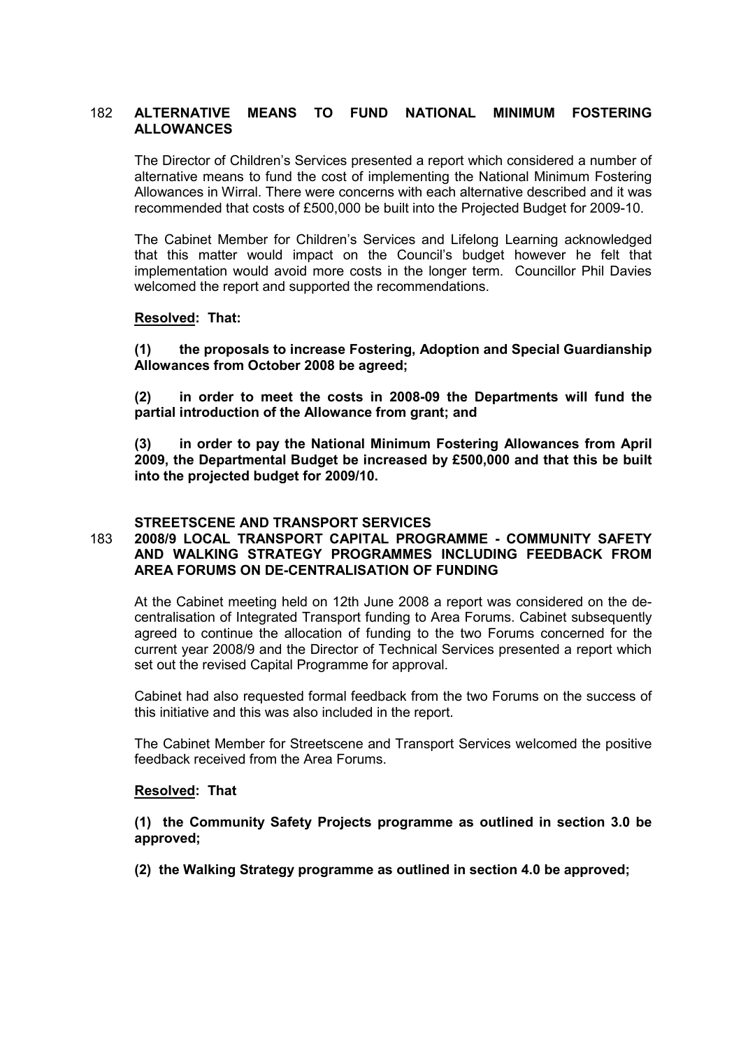## 182 ALTERNATIVE MEANS TO FUND NATIONAL MINIMUM FOSTERING ALLOWANCES

The Director of Children's Services presented a report which considered a number of alternative means to fund the cost of implementing the National Minimum Fostering Allowances in Wirral. There were concerns with each alternative described and it was recommended that costs of £500,000 be built into the Projected Budget for 2009-10.

The Cabinet Member for Children's Services and Lifelong Learning acknowledged that this matter would impact on the Council's budget however he felt that implementation would avoid more costs in the longer term. Councillor Phil Davies welcomed the report and supported the recommendations.

**Resolved: That:**

**(1) the proposals to increase Fostering, Adoption and Special Guardianship Allowances from October 2008 be agreed;**

**(2) in order to meet the costs in 2008-09 the Departments will fund the partial introduction of the Allowance from grant; and**

**(3) in order to pay the National Minimum Fostering Allowances from April 2009, the Departmental Budget be increased by £500,000 and that this be built into the projected budget for 2009/10.**

## STREETSCENE AND TRANSPORT SERVICES

## 183 2008/9 LOCAL TRANSPORT CAPITAL PROGRAMME - COMMUNITY SAFETY AND WALKING STRATEGY PROGRAMMES INCLUDING FEEDBACK FROM AREA FORUMS ON DE-CENTRALISATION OF FUNDING

At the Cabinet meeting held on 12th June 2008 a report was considered on the de-centralisation of Integrated Transport funding to Area Forums. Cabinet subsequently agreed to continue the allocation of funding to the two Forums concerned for the current year 2008/9 and the Director of Technical Services presented a report which set out the revised Capital Programme for approval.

Cabinet had also requested formal feedback from the two Forums on the success of this initiative and this was also included in the report.

The Cabinet Member for Streetscene and Transport Services welcomed the positive feedback received from the Area Forums.

**Resolved: That**

**(1) the Community Safety Projects programme as outlined in section 3.0 be approved;**

**(2) the Walking Strategy programme as outlined in section 4.0 be approved;**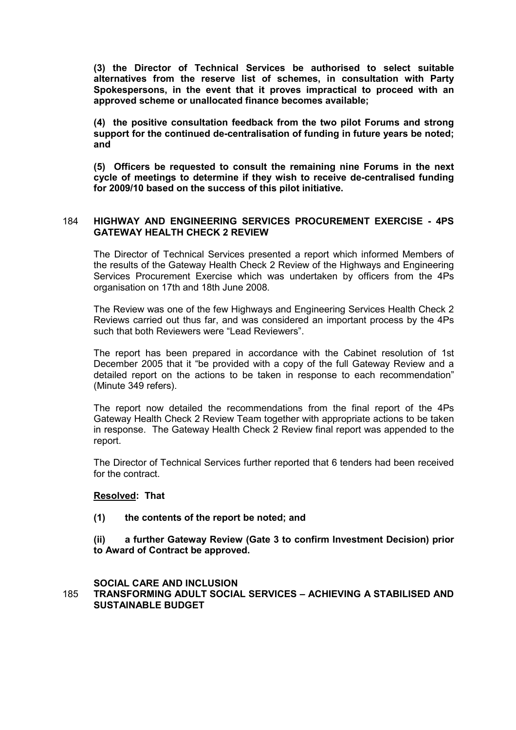**(3) the Director of Technical Services be authorised to select suitable alternatives from the reserve list of schemes, in consultation with Party Spokespersons, in the event that it proves impractical to proceed with an approved scheme or unallocated finance becomes available;**

**(4) the positive consultation feedback from the two pilot Forums and strong support for the continued de-centralisation of funding in future years be noted; and**

**(5) Officers be requested to consult the remaining nine Forums in the next cycle of meetings to determine if they wish to receive de-centralised funding for 2009/10 based on the success of this pilot initiative.**

## 184 HIGHWAY AND ENGINEERING SERVICES PROCUREMENT EXERCISE - 4PS GATEWAY HEALTH CHECK 2 REVIEW

The Director of Technical Services presented a report which informed Members of the results of the Gateway Health Check 2 Review of the Highways and Engineering Services Procurement Exercise which was undertaken by officers from the 4Ps organisation on 17th and 18th June 2008.

The Review was one of the few Highways and Engineering Services Health Check 2 Reviews carried out thus far, and was considered an important process by the 4Ps such that both Reviewers were "Lead Reviewers".

The report has been prepared in accordance with the Cabinet resolution of 1st December 2005 that it "be provided with a copy of the full Gateway Review and a detailed report on the actions to be taken in response to each recommendation" (Minute 349 refers).

The report now detailed the recommendations from the final report of the 4Ps Gateway Health Check 2 Review Team together with appropriate actions to be taken in response. The Gateway Health Check 2 Review final report was appended to the report.

The Director of Technical Services further reported that 6 tenders had been received for the contract.

**Resolved: That**

**(1) the contents of the report be noted; and**

**(ii) a further Gateway Review (Gate 3 to confirm Investment Decision) prior to Award of Contract be approved.**

## SOCIAL CARE AND INCLUSION

## 185 TRANSFORMING ADULT SOCIAL SERVICES – ACHIEVING A STABILISED AND SUSTAINABLE BUDGET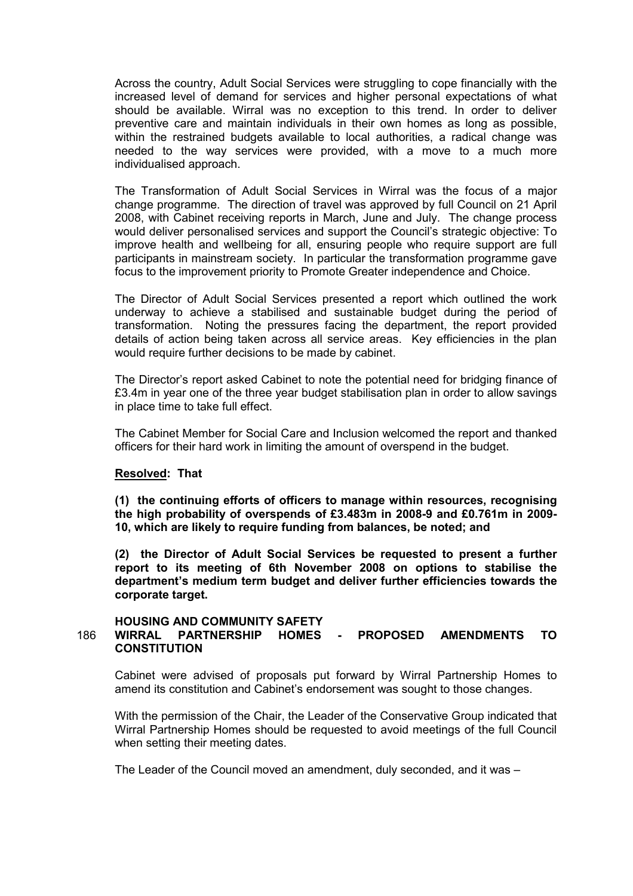Across the country, Adult Social Services were struggling to cope financially with the increased level of demand for services and higher personal expectations of what should be available. Wirral was no exception to this trend. In order to deliver preventive care and maintain individuals in their own homes as long as possible, within the restrained budgets available to local authorities, a radical change was needed to the way services were provided, with a move to a much more individualised approach.

The Transformation of Adult Social Services in Wirral was the focus of a major change programme. The direction of travel was approved by full Council on 21 April 2008, with Cabinet receiving reports in March, June and July. The change process would deliver personalised services and support the Council's strategic objective: To improve health and wellbeing for all, ensuring people who require support are full participants in mainstream society. In particular the transformation programme gave focus to the improvement priority to Promote Greater independence and Choice.

The Director of Adult Social Services presented a report which outlined the work underway to achieve a stabilised and sustainable budget during the period of transformation. Noting the pressures facing the department, the report provided details of action being taken across all service areas. Key efficiencies in the plan would require further decisions to be made by cabinet.

The Director's report asked Cabinet to note the potential need for bridging finance of £3.4m in year one of the three year budget stabilisation plan in order to allow savings in place time to take full effect.

The Cabinet Member for Social Care and Inclusion welcomed the report and thanked officers for their hard work in limiting the amount of overspend in the budget.

**Resolved: That**

**(1) the continuing efforts of officers to manage within resources, recognising the high probability of overspends of £3.483m in 2008-9 and £0.761m in 2009-10, which are likely to require funding from balances, be noted; and**

**(2) the Director of Adult Social Services be requested to present a further report to its meeting of 6th November 2008 on options to stabilise the department's medium term budget and deliver further efficiencies towards the corporate target.**

**HOUSING AND COMMUNITY SAFETY**

**186 WIRRAL PARTNERSHIP HOMES - PROPOSED AMENDMENTS TO CONSTITUTION**

Cabinet were advised of proposals put forward by Wirral Partnership Homes to amend its constitution and Cabinet's endorsement was sought to those changes.

With the permission of the Chair, the Leader of the Conservative Group indicated that Wirral Partnership Homes should be requested to avoid meetings of the full Council when setting their meeting dates.

The Leader of the Council moved an amendment, duly seconded, and it was –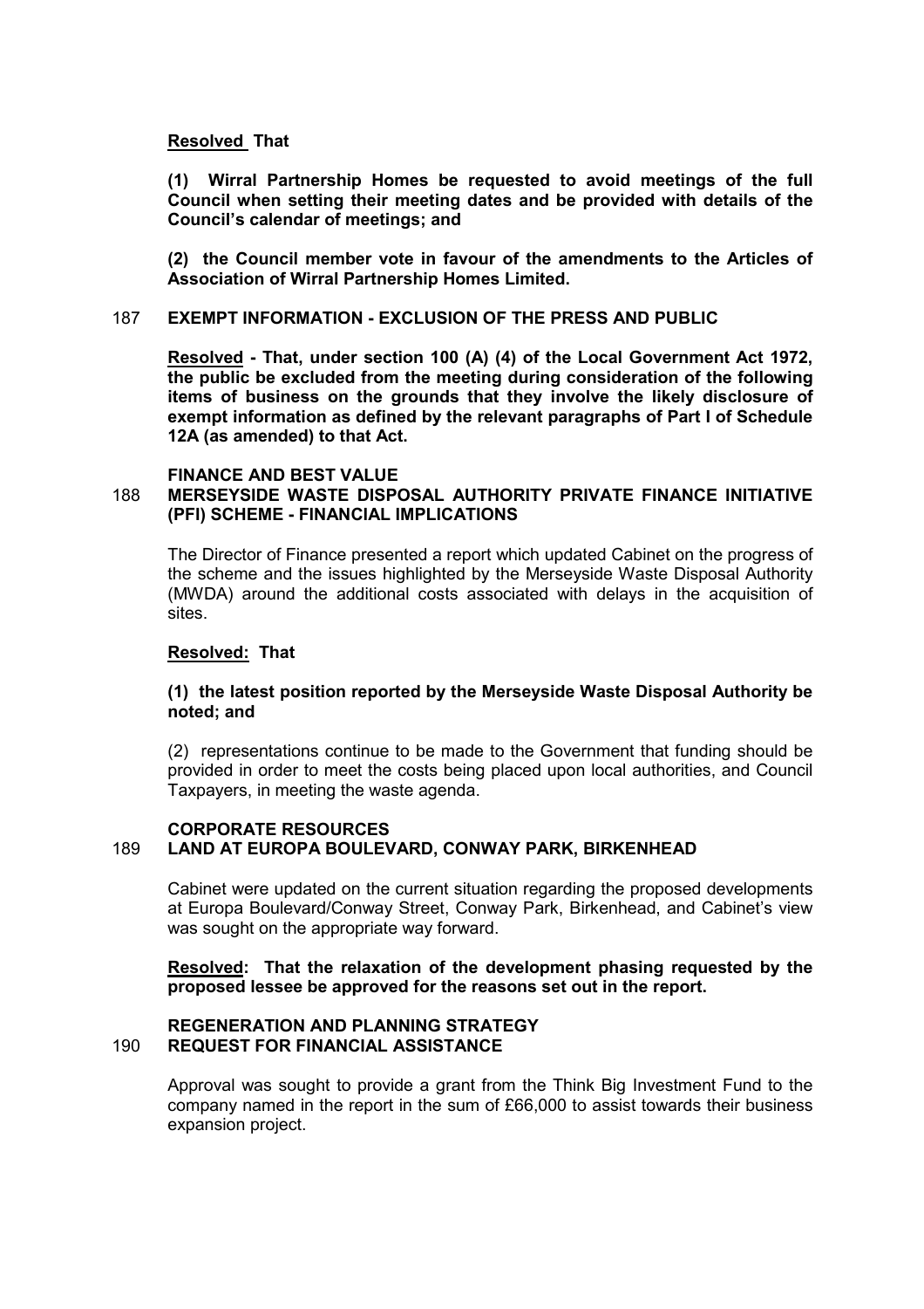**Resolved That**

**(1) Wirral Partnership Homes be requested to avoid meetings of the full Council when setting their meeting dates and be provided with details of the Council's calendar of meetings; and**

**(2) the Council member vote in favour of the amendments to the Articles of Association of Wirral Partnership Homes Limited.**

## 187 EXEMPT INFORMATION - EXCLUSION OF THE PRESS AND PUBLIC

**Resolved - That, under section 100 (A) (4) of the Local Government Act 1972, the public be excluded from the meeting during consideration of the following items of business on the grounds that they involve the likely disclosure of exempt information as defined by the relevant paragraphs of Part I of Schedule 12A (as amended) to that Act.**

**FINANCE AND BEST VALUE**

## 188 MERSEYSIDE WASTE DISPOSAL AUTHORITY PRIVATE FINANCE INITIATIVE (PFI) SCHEME - FINANCIAL IMPLICATIONS

The Director of Finance presented a report which updated Cabinet on the progress of the scheme and the issues highlighted by the Merseyside Waste Disposal Authority (MWDA) around the additional costs associated with delays in the acquisition of sites.

**Resolved: That**

**(1) the latest position reported by the Merseyside Waste Disposal Authority be noted; and**

(2) representations continue to be made to the Government that funding should be provided in order to meet the costs being placed upon local authorities, and Council Taxpayers, in meeting the waste agenda.

**CORPORATE RESOURCES**

## 189 LAND AT EUROPA BOULEVARD, CONWAY PARK, BIRKENHEAD

Cabinet were updated on the current situation regarding the proposed developments at Europa Boulevard/Conway Street, Conway Park, Birkenhead, and Cabinet's view was sought on the appropriate way forward.

**Resolved: That the relaxation of the development phasing requested by the proposed lessee be approved for the reasons set out in the report.**

**REGENERATION AND PLANNING STRATEGY**

## 190 REQUEST FOR FINANCIAL ASSISTANCE

Approval was sought to provide a grant from the Think Big Investment Fund to the company named in the report in the sum of £66,000 to assist towards their business expansion project.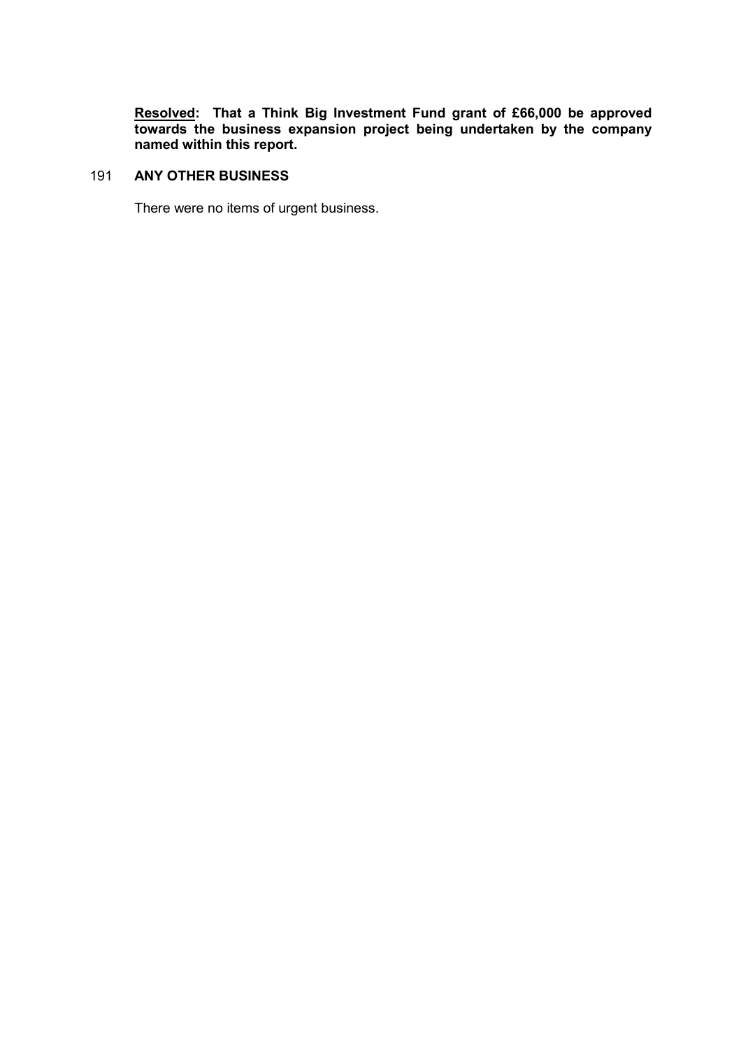**<u>Resolved</u>: That a Think Big Investment Fund grant of £66,000 be approved towards the business expansion project being undertaken by the company named within this report.**

## 191 ANY OTHER BUSINESS

There were no items of urgent business.